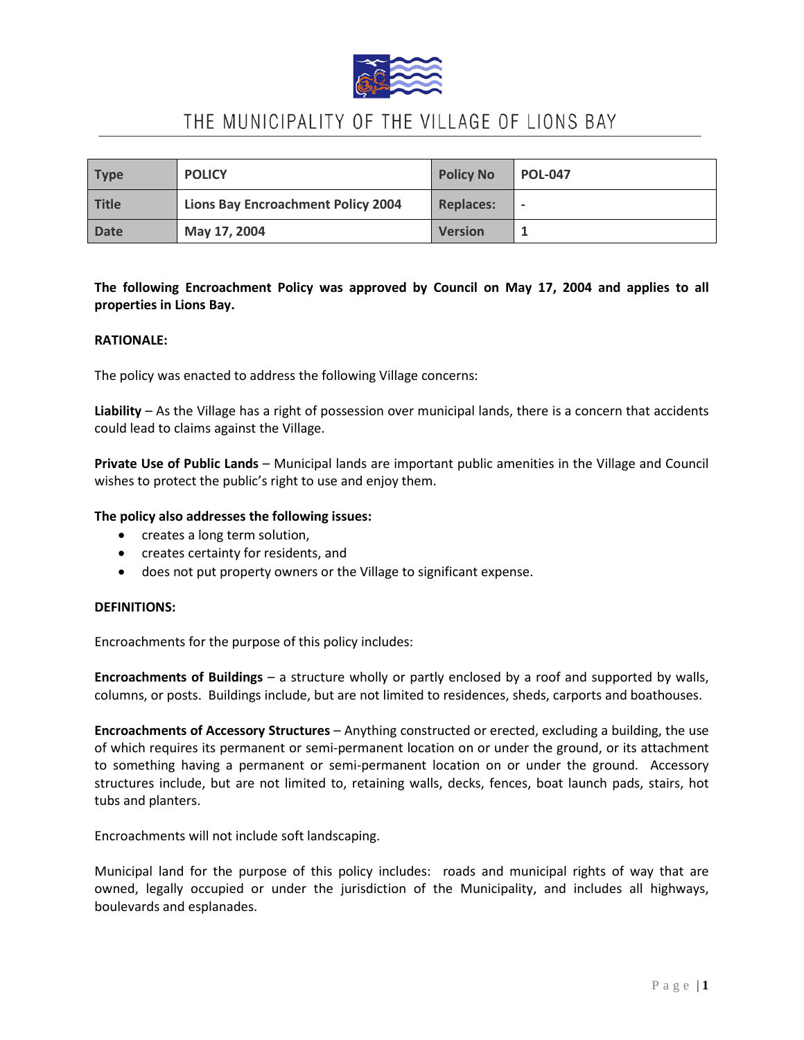# THE MUNICIPALITY OF THE VILLAGE OF LIONS BAY

| Type | POLICY | Policy No | POL-047 |
|---|---|---|---|
| Title | Lions Bay Encroachment Policy 2004 | Replaces: | - |
| Date | May 17, 2004 | Version | 1 |

**The following Encroachment Policy was approved by Council on May 17, 2004 and applies to all properties in Lions Bay.**

**RATIONALE:**

The policy was enacted to address the following Village concerns:

**Liability** – As the Village has a right of possession over municipal lands, there is a concern that accidents could lead to claims against the Village.

**Private Use of Public Lands** – Municipal lands are important public amenities in the Village and Council wishes to protect the public's right to use and enjoy them.

**The policy also addresses the following issues:**

- creates a long term solution,
- creates certainty for residents, and
- does not put property owners or the Village to significant expense.

**DEFINITIONS:**

Encroachments for the purpose of this policy includes:

**Encroachments of Buildings** – a structure wholly or partly enclosed by a roof and supported by walls, columns, or posts. Buildings include, but are not limited to residences, sheds, carports and boathouses.

**Encroachments of Accessory Structures** – Anything constructed or erected, excluding a building, the use of which requires its permanent or semi-permanent location on or under the ground, or its attachment to something having a permanent or semi-permanent location on or under the ground. Accessory structures include, but are not limited to, retaining walls, decks, fences, boat launch pads, stairs, hot tubs and planters.

Encroachments will not include soft landscaping.

Municipal land for the purpose of this policy includes: roads and municipal rights of way that are owned, legally occupied or under the jurisdiction of the Municipality, and includes all highways, boulevards and esplanades.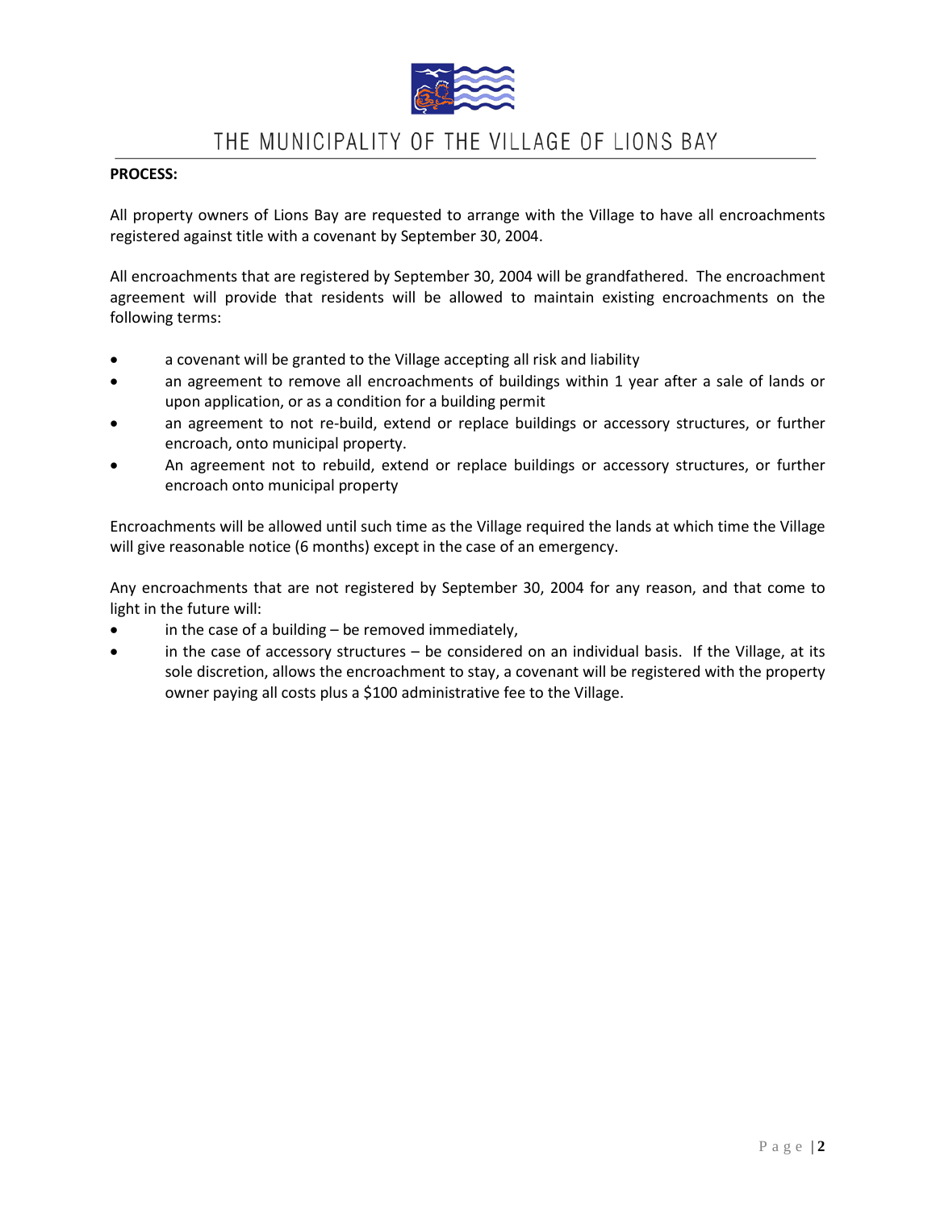**PROCESS:**

All property owners of Lions Bay are requested to arrange with the Village to have all encroachments registered against title with a covenant by September 30, 2004.

All encroachments that are registered by September 30, 2004 will be grandfathered. The encroachment agreement will provide that residents will be allowed to maintain existing encroachments on the following terms:

- a covenant will be granted to the Village accepting all risk and liability
- an agreement to remove all encroachments of buildings within 1 year after a sale of lands or upon application, or as a condition for a building permit
- an agreement to not re-build, extend or replace buildings or accessory structures, or further encroach, onto municipal property.
- An agreement not to rebuild, extend or replace buildings or accessory structures, or further encroach onto municipal property

Encroachments will be allowed until such time as the Village required the lands at which time the Village will give reasonable notice (6 months) except in the case of an emergency.

Any encroachments that are not registered by September 30, 2004 for any reason, and that come to light in the future will:

- in the case of a building – be removed immediately,
- in the case of accessory structures – be considered on an individual basis. If the Village, at its sole discretion, allows the encroachment to stay, a covenant will be registered with the property owner paying all costs plus a $100 administrative fee to the Village.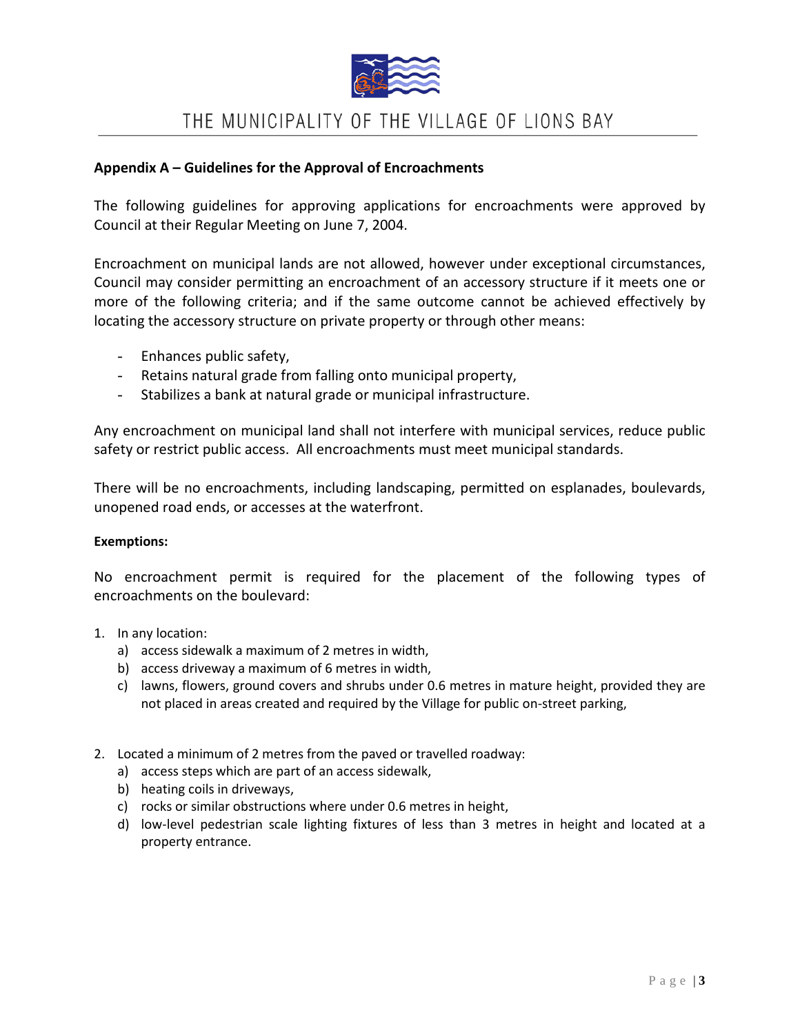## Appendix A – Guidelines for the Approval of Encroachments

The following guidelines for approving applications for encroachments were approved by Council at their Regular Meeting on June 7, 2004.

Encroachment on municipal lands are not allowed, however under exceptional circumstances, Council may consider permitting an encroachment of an accessory structure if it meets one or more of the following criteria; and if the same outcome cannot be achieved effectively by locating the accessory structure on private property or through other means:

- Enhances public safety,
- Retains natural grade from falling onto municipal property,
- Stabilizes a bank at natural grade or municipal infrastructure.

Any encroachment on municipal land shall not interfere with municipal services, reduce public safety or restrict public access. All encroachments must meet municipal standards.

There will be no encroachments, including landscaping, permitted on esplanades, boulevards, unopened road ends, or accesses at the waterfront.

**Exemptions:**

No encroachment permit is required for the placement of the following types of encroachments on the boulevard:

1. In any location:
   a) access sidewalk a maximum of 2 metres in width,
   b) access driveway a maximum of 6 metres in width,
   c) lawns, flowers, ground covers and shrubs under 0.6 metres in mature height, provided they are not placed in areas created and required by the Village for public on-street parking,

2. Located a minimum of 2 metres from the paved or travelled roadway:
   a) access steps which are part of an access sidewalk,
   b) heating coils in driveways,
   c) rocks or similar obstructions where under 0.6 metres in height,
   d) low-level pedestrian scale lighting fixtures of less than 3 metres in height and located at a property entrance.